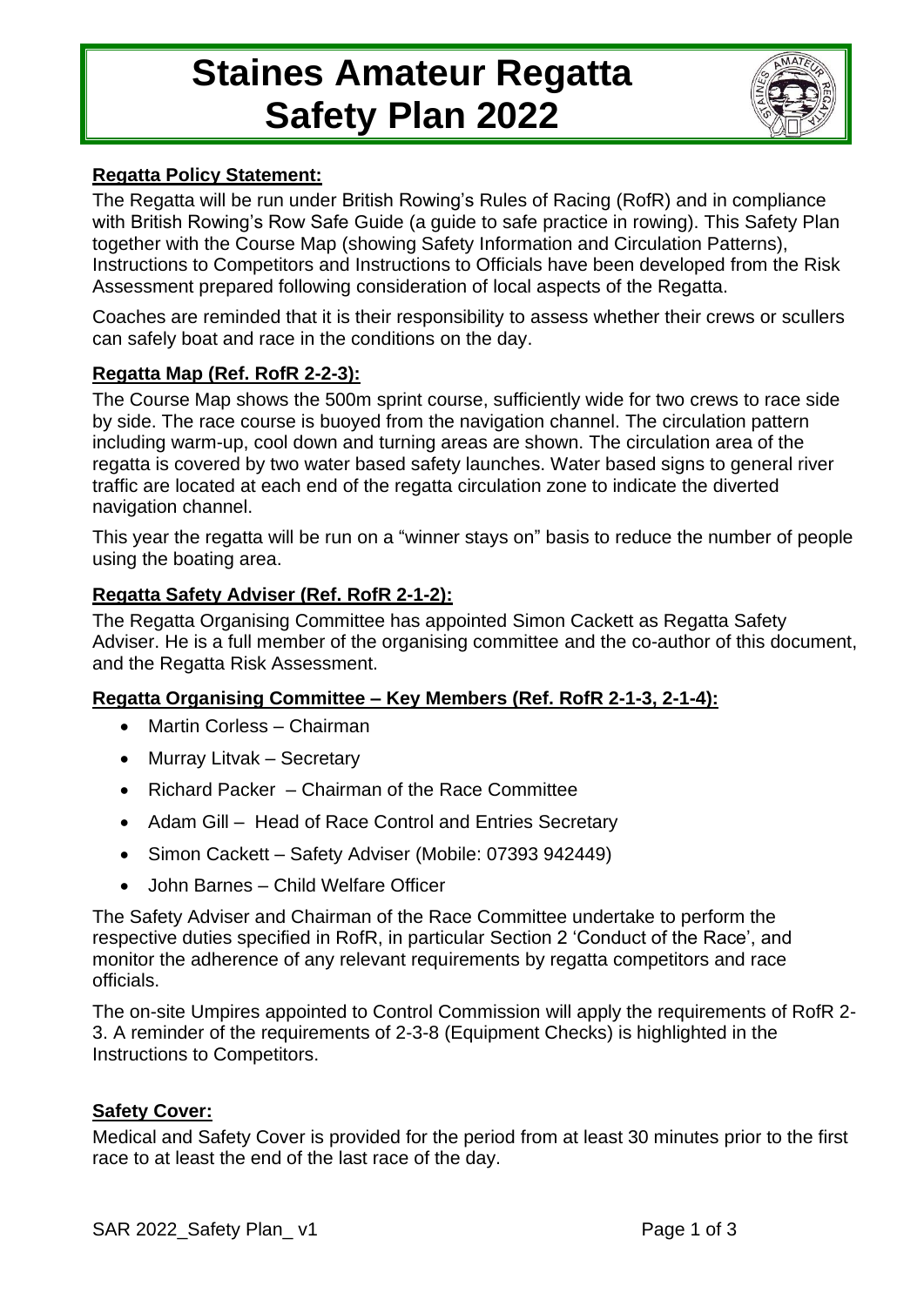# Staines Amateur Regatta Safety Plan 2022

## Regatta Policy Statement:

The Regatta will be run under British Rowing's Rules of Racing (RofR) and in compliance with British Rowing's Row Safe Guide (a guide to safe practice in rowing). This Safety Plan together with the Course Map (showing Safety Information and Circulation Patterns), Instructions to Competitors and Instructions to Officials have been developed from the Risk Assessment prepared following consideration of local aspects of the Regatta.

Coaches are reminded that it is their responsibility to assess whether their crews or scullers can safely boat and race in the conditions on the day.

## Regatta Map (Ref. RofR 2-2-3):

The Course Map shows the 500m sprint course, sufficiently wide for two crews to race side by side. The race course is buoyed from the navigation channel. The circulation pattern including warm-up, cool down and turning areas are shown. The circulation area of the regatta is covered by two water based safety launches. Water based signs to general river traffic are located at each end of the regatta circulation zone to indicate the diverted navigation channel.

This year the regatta will be run on a "winner stays on" basis to reduce the number of people using the boating area.

## Regatta Safety Adviser (Ref. RofR 2-1-2):

The Regatta Organising Committee has appointed Simon Cackett as Regatta Safety Adviser. He is a full member of the organising committee and the co-author of this document, and the Regatta Risk Assessment.

## Regatta Organising Committee – Key Members (Ref. RofR 2-1-3, 2-1-4):

- Martin Corless – Chairman
- Murray Litvak – Secretary
- Richard Packer – Chairman of the Race Committee
- Adam Gill – Head of Race Control and Entries Secretary
- Simon Cackett – Safety Adviser (Mobile: 07393 942449)
- John Barnes – Child Welfare Officer

The Safety Adviser and Chairman of the Race Committee undertake to perform the respective duties specified in RofR, in particular Section 2 'Conduct of the Race', and monitor the adherence of any relevant requirements by regatta competitors and race officials.

The on-site Umpires appointed to Control Commission will apply the requirements of RofR 2-3. A reminder of the requirements of 2-3-8 (Equipment Checks) is highlighted in the Instructions to Competitors.

## Safety Cover:

Medical and Safety Cover is provided for the period from at least 30 minutes prior to the first race to at least the end of the last race of the day.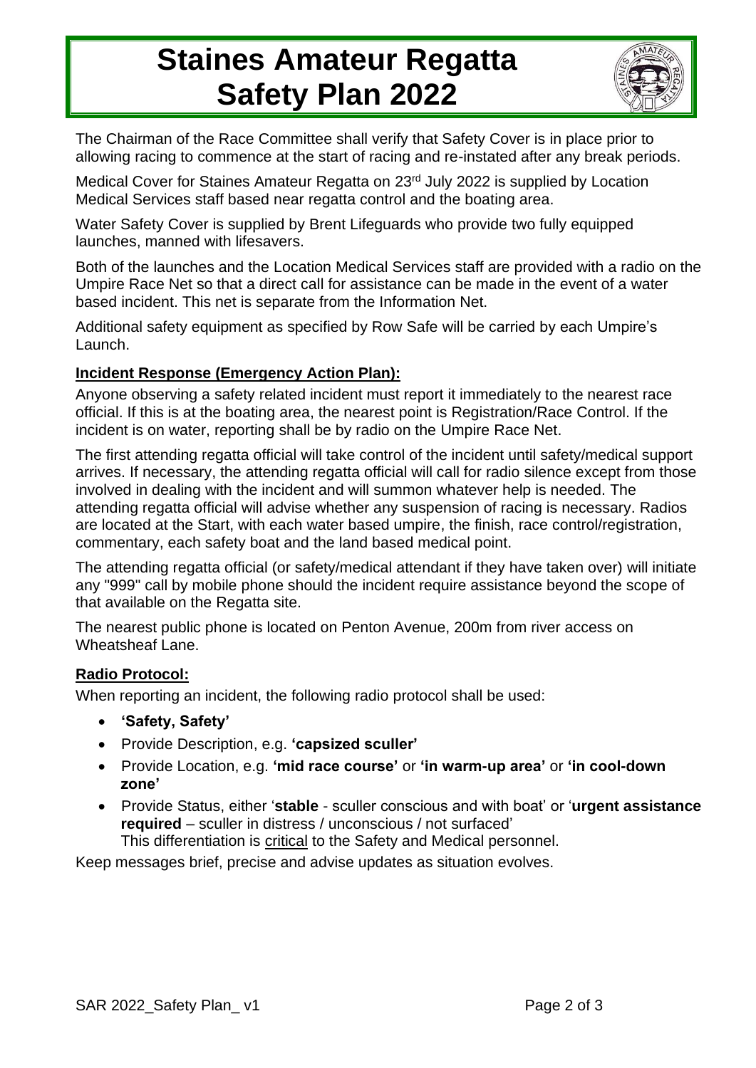# Staines Amateur Regatta Safety Plan 2022

The Chairman of the Race Committee shall verify that Safety Cover is in place prior to allowing racing to commence at the start of racing and re-instated after any break periods.

Medical Cover for Staines Amateur Regatta on 23rd July 2022 is supplied by Location Medical Services staff based near regatta control and the boating area.

Water Safety Cover is supplied by Brent Lifeguards who provide two fully equipped launches, manned with lifesavers.

Both of the launches and the Location Medical Services staff are provided with a radio on the Umpire Race Net so that a direct call for assistance can be made in the event of a water based incident. This net is separate from the Information Net.

Additional safety equipment as specified by Row Safe will be carried by each Umpire's Launch.

**Incident Response (Emergency Action Plan):**

Anyone observing a safety related incident must report it immediately to the nearest race official. If this is at the boating area, the nearest point is Registration/Race Control. If the incident is on water, reporting shall be by radio on the Umpire Race Net.

The first attending regatta official will take control of the incident until safety/medical support arrives. If necessary, the attending regatta official will call for radio silence except from those involved in dealing with the incident and will summon whatever help is needed. The attending regatta official will advise whether any suspension of racing is necessary. Radios are located at the Start, with each water based umpire, the finish, race control/registration, commentary, each safety boat and the land based medical point.

The attending regatta official (or safety/medical attendant if they have taken over) will initiate any "999" call by mobile phone should the incident require assistance beyond the scope of that available on the Regatta site.

The nearest public phone is located on Penton Avenue, 200m from river access on Wheatsheaf Lane.

**Radio Protocol:**

When reporting an incident, the following radio protocol shall be used:

- **'Safety, Safety'**
- Provide Description, e.g. **'capsized sculler'**
- Provide Location, e.g. **'mid race course'** or **'in warm-up area'** or **'in cool-down zone'**
- Provide Status, either '**stable** - sculler conscious and with boat' or '**urgent assistance required** – sculler in distress / unconscious / not surfaced'
  This differentiation is critical to the Safety and Medical personnel.

Keep messages brief, precise and advise updates as situation evolves.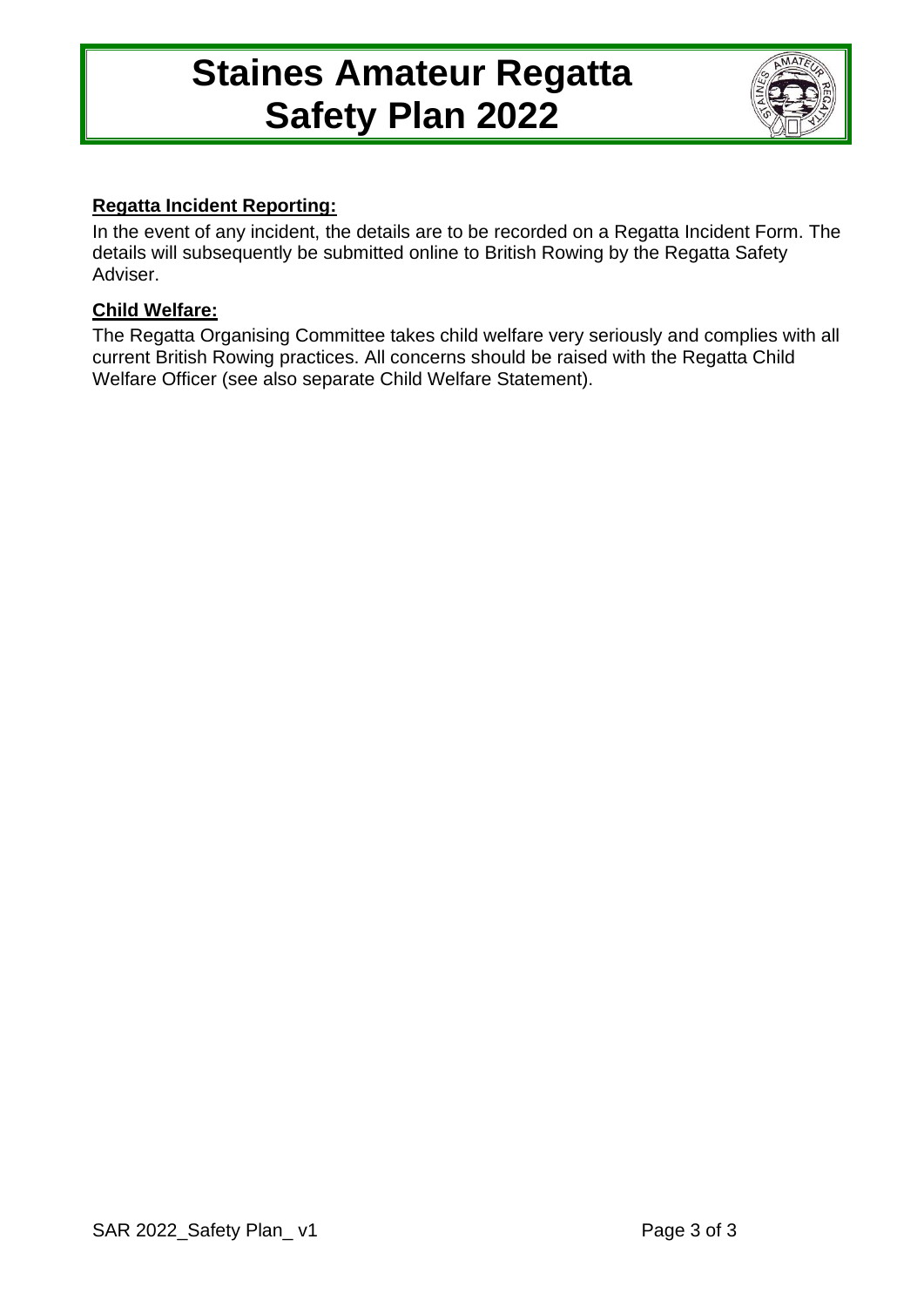**Regatta Incident Reporting:**

In the event of any incident, the details are to be recorded on a Regatta Incident Form. The details will subsequently be submitted online to British Rowing by the Regatta Safety Adviser.

**Child Welfare:**

The Regatta Organising Committee takes child welfare very seriously and complies with all current British Rowing practices. All concerns should be raised with the Regatta Child Welfare Officer (see also separate Child Welfare Statement).